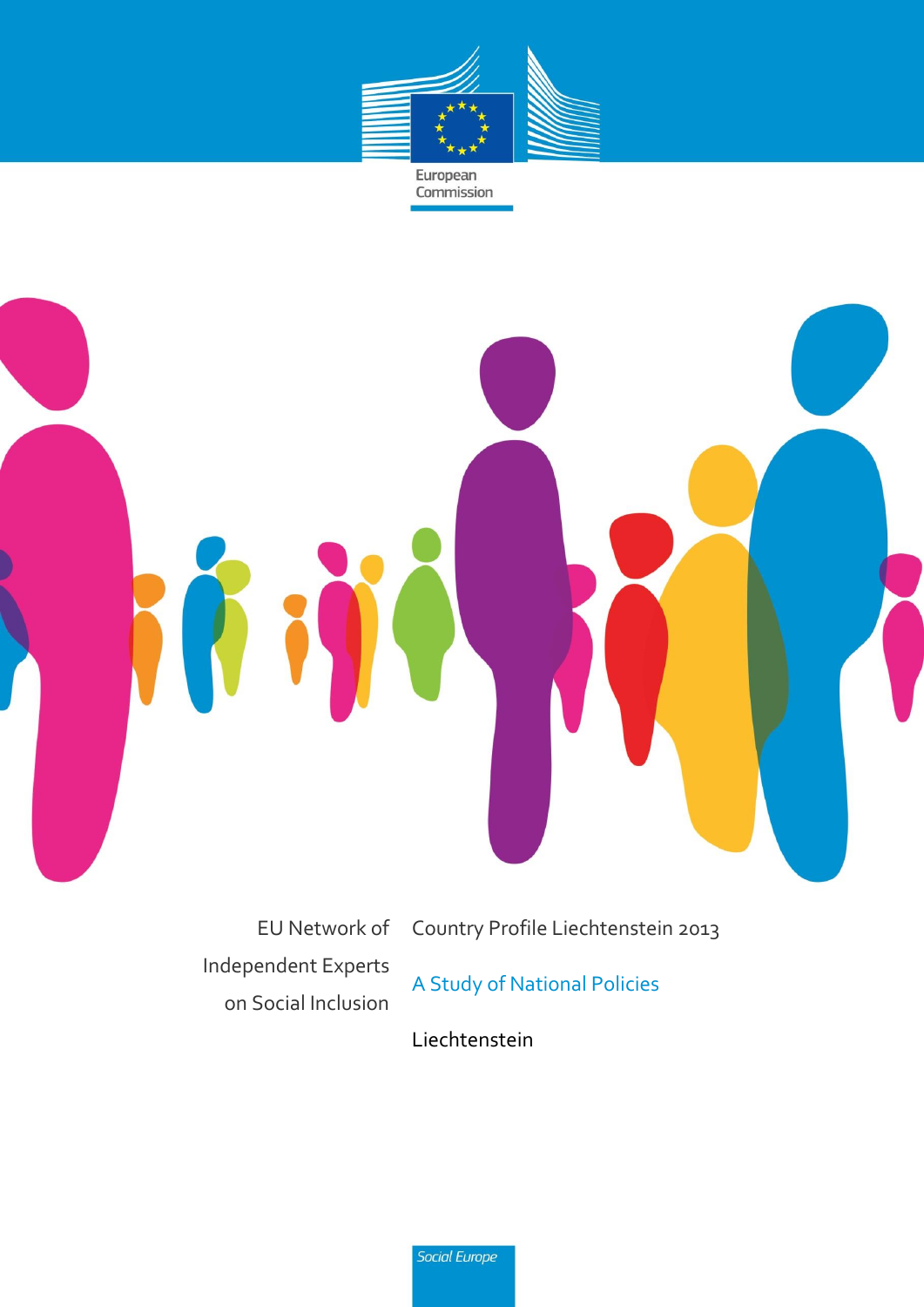European Commission

EU Network of Independent Experts on Social Inclusion

# Country Profile Liechtenstein 2013

## A Study of National Policies

Liechtenstein

*Social Europe*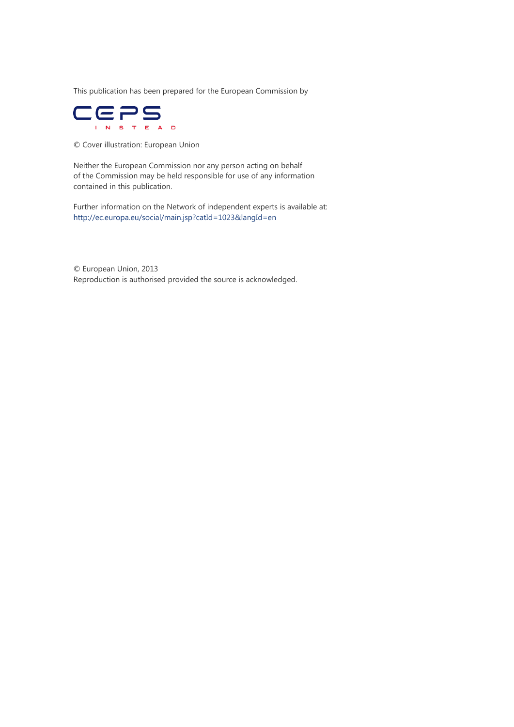This publication has been prepared for the European Commission by

CEPS
INSTEAD

© Cover illustration: European Union

Neither the European Commission nor any person acting on behalf of the Commission may be held responsible for use of any information contained in this publication.

Further information on the Network of independent experts is available at:
http://ec.europa.eu/social/main.jsp?catId=1023&langId=en

© European Union, 2013
Reproduction is authorised provided the source is acknowledged.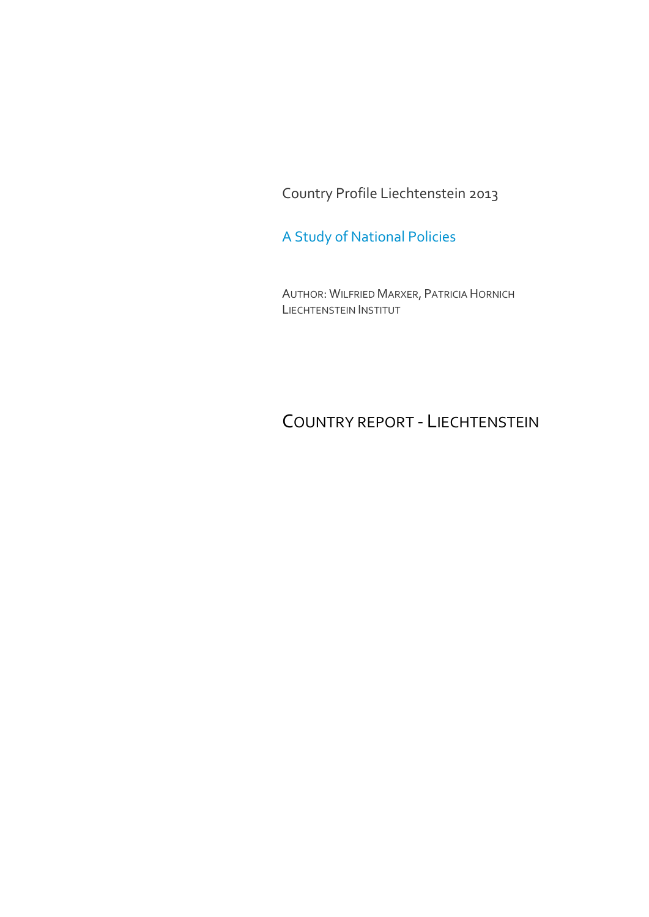Country Profile Liechtenstein 2013

A Study of National Policies

AUTHOR: WILFRIED MARXER, PATRICIA HORNICH
LIECHTENSTEIN INSTITUT

# COUNTRY REPORT - LIECHTENSTEIN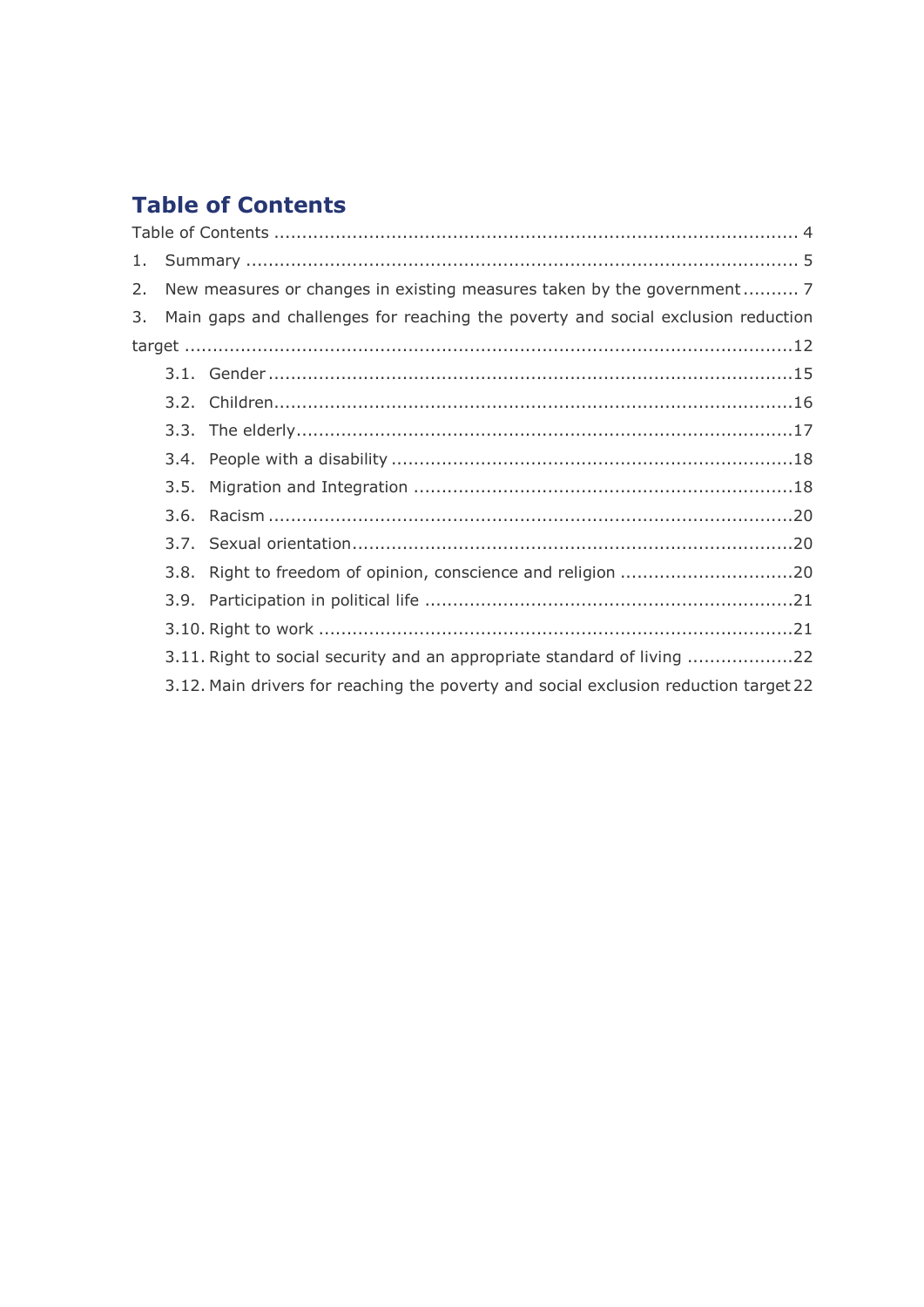## Table of Contents

Table of Contents ........................................................................................... 4

1. Summary ................................................................................................... 5

2. New measures or changes in existing measures taken by the government .......... 7

3. Main gaps and challenges for reaching the poverty and social exclusion reduction target ..........................................................................................................12

    3.1. Gender ............................................................................................15

    3.2. Children...........................................................................................16

    3.3. The elderly........................................................................................17

    3.4. People with a disability .......................................................................18

    3.5. Migration and Integration ....................................................................18

    3.6. Racism .............................................................................................20

    3.7. Sexual orientation..............................................................................20

    3.8. Right to freedom of opinion, conscience and religion ...............................20

    3.9. Participation in political life ..................................................................21

    3.10. Right to work ....................................................................................21

    3.11. Right to social security and an appropriate standard of living ...................22

    3.12. Main drivers for reaching the poverty and social exclusion reduction target 22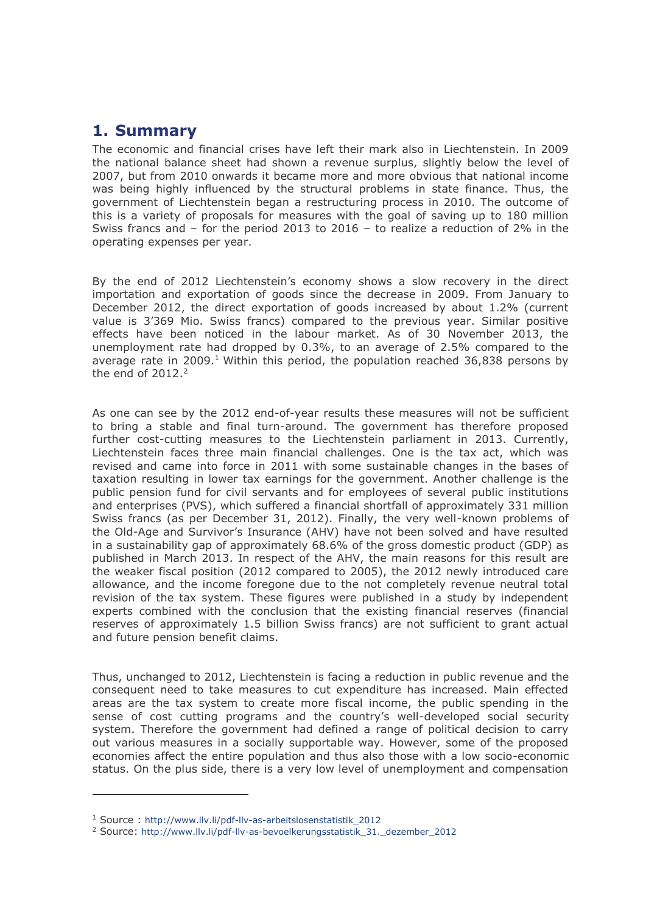# 1. Summary

The economic and financial crises have left their mark also in Liechtenstein. In 2009 the national balance sheet had shown a revenue surplus, slightly below the level of 2007, but from 2010 onwards it became more and more obvious that national income was being highly influenced by the structural problems in state finance. Thus, the government of Liechtenstein began a restructuring process in 2010. The outcome of this is a variety of proposals for measures with the goal of saving up to 180 million Swiss francs and – for the period 2013 to 2016 – to realize a reduction of 2% in the operating expenses per year.

By the end of 2012 Liechtenstein's economy shows a slow recovery in the direct importation and exportation of goods since the decrease in 2009. From January to December 2012, the direct exportation of goods increased by about 1.2% (current value is 3'369 Mio. Swiss francs) compared to the previous year. Similar positive effects have been noticed in the labour market. As of 30 November 2013, the unemployment rate had dropped by 0.3%, to an average of 2.5% compared to the average rate in 2009.[1] Within this period, the population reached 36,838 persons by the end of 2012.[2]

As one can see by the 2012 end-of-year results these measures will not be sufficient to bring a stable and final turn-around. The government has therefore proposed further cost-cutting measures to the Liechtenstein parliament in 2013. Currently, Liechtenstein faces three main financial challenges. One is the tax act, which was revised and came into force in 2011 with some sustainable changes in the bases of taxation resulting in lower tax earnings for the government. Another challenge is the public pension fund for civil servants and for employees of several public institutions and enterprises (PVS), which suffered a financial shortfall of approximately 331 million Swiss francs (as per December 31, 2012). Finally, the very well-known problems of the Old-Age and Survivor's Insurance (AHV) have not been solved and have resulted in a sustainability gap of approximately 68.6% of the gross domestic product (GDP) as published in March 2013. In respect of the AHV, the main reasons for this result are the weaker fiscal position (2012 compared to 2005), the 2012 newly introduced care allowance, and the income foregone due to the not completely revenue neutral total revision of the tax system. These figures were published in a study by independent experts combined with the conclusion that the existing financial reserves (financial reserves of approximately 1.5 billion Swiss francs) are not sufficient to grant actual and future pension benefit claims.

Thus, unchanged to 2012, Liechtenstein is facing a reduction in public revenue and the consequent need to take measures to cut expenditure has increased. Main effected areas are the tax system to create more fiscal income, the public spending in the sense of cost cutting programs and the country's well-developed social security system. Therefore the government had defined a range of political decision to carry out various measures in a socially supportable way. However, some of the proposed economies affect the entire population and thus also those with a low socio-economic status. On the plus side, there is a very low level of unemployment and compensation

---

[1] Source : http://www.llv.li/pdf-llv-as-arbeitslosenstatistik_2012

[2] Source: http://www.llv.li/pdf-llv-as-bevoelkerungsstatistik_31._dezember_2012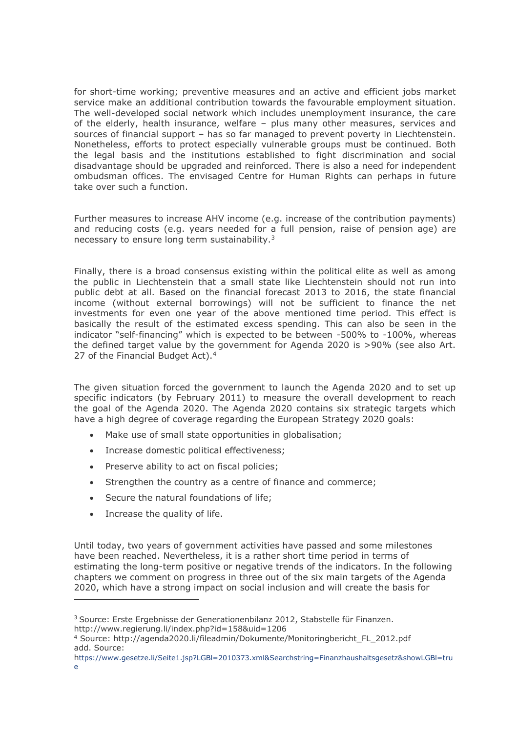for short-time working; preventive measures and an active and efficient jobs market service make an additional contribution towards the favourable employment situation. The well-developed social network which includes unemployment insurance, the care of the elderly, health insurance, welfare – plus many other measures, services and sources of financial support – has so far managed to prevent poverty in Liechtenstein. Nonetheless, efforts to protect especially vulnerable groups must be continued. Both the legal basis and the institutions established to fight discrimination and social disadvantage should be upgraded and reinforced. There is also a need for independent ombudsman offices. The envisaged Centre for Human Rights can perhaps in future take over such a function.

Further measures to increase AHV income (e.g. increase of the contribution payments) and reducing costs (e.g. years needed for a full pension, raise of pension age) are necessary to ensure long term sustainability.[3]

Finally, there is a broad consensus existing within the political elite as well as among the public in Liechtenstein that a small state like Liechtenstein should not run into public debt at all. Based on the financial forecast 2013 to 2016, the state financial income (without external borrowings) will not be sufficient to finance the net investments for even one year of the above mentioned time period. This effect is basically the result of the estimated excess spending. This can also be seen in the indicator "self-financing" which is expected to be between -500% to -100%, whereas the defined target value by the government for Agenda 2020 is >90% (see also Art. 27 of the Financial Budget Act).[4]

The given situation forced the government to launch the Agenda 2020 and to set up specific indicators (by February 2011) to measure the overall development to reach the goal of the Agenda 2020. The Agenda 2020 contains six strategic targets which have a high degree of coverage regarding the European Strategy 2020 goals:

- Make use of small state opportunities in globalisation;
- Increase domestic political effectiveness;
- Preserve ability to act on fiscal policies;
- Strengthen the country as a centre of finance and commerce;
- Secure the natural foundations of life;
- Increase the quality of life.

Until today, two years of government activities have passed and some milestones have been reached. Nevertheless, it is a rather short time period in terms of estimating the long-term positive or negative trends of the indicators. In the following chapters we comment on progress in three out of the six main targets of the Agenda 2020, which have a strong impact on social inclusion and will create the basis for

[3] Source: Erste Ergebnisse der Generationenbilanz 2012, Stabstelle für Finanzen. http://www.regierung.li/index.php?id=158&uid=1206

[4] Source: http://agenda2020.li/fileadmin/Dokumente/Monitoringbericht_FL_2012.pdf add. Source: https://www.gesetze.li/Seite1.jsp?LGBl=2010373.xml&Searchstring=Finanzhaushaltsgesetz&showLGBl=true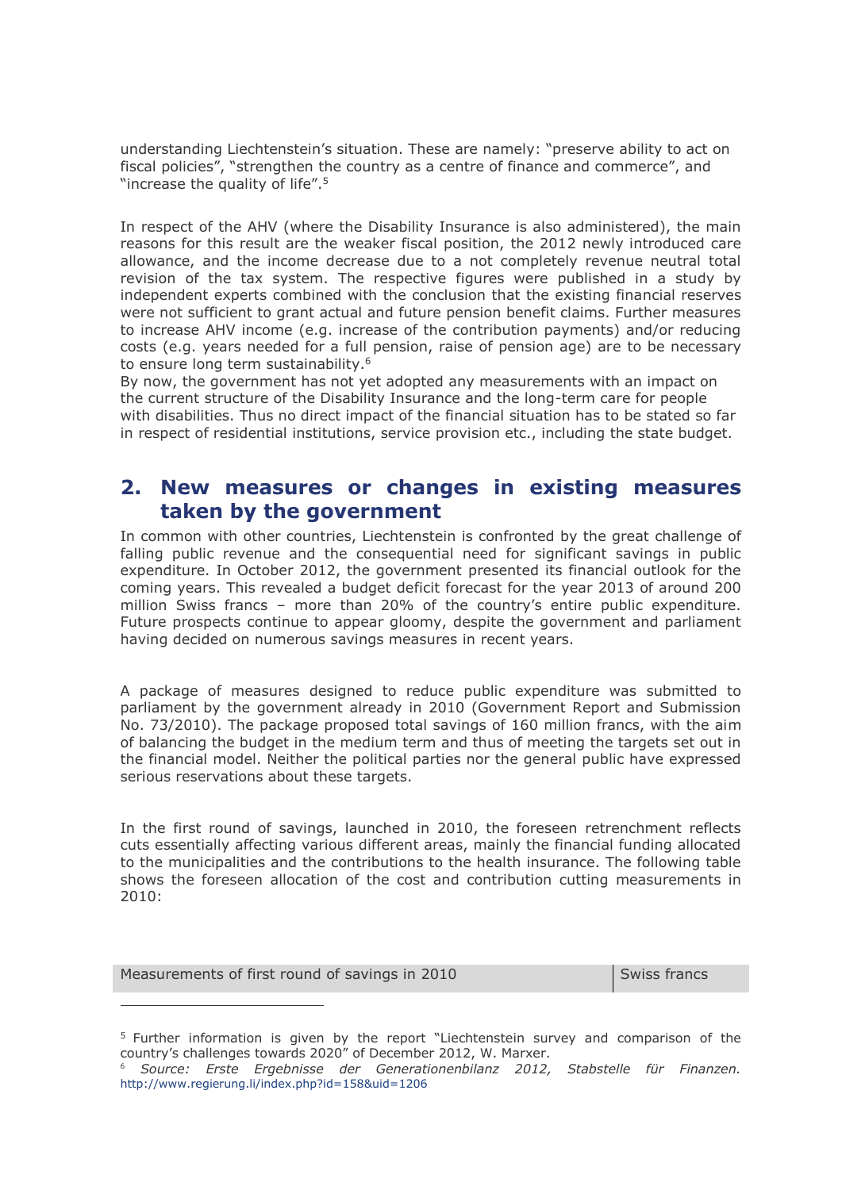understanding Liechtenstein's situation. These are namely: "preserve ability to act on fiscal policies", "strengthen the country as a centre of finance and commerce", and "increase the quality of life".[5]

In respect of the AHV (where the Disability Insurance is also administered), the main reasons for this result are the weaker fiscal position, the 2012 newly introduced care allowance, and the income decrease due to a not completely revenue neutral total revision of the tax system. The respective figures were published in a study by independent experts combined with the conclusion that the existing financial reserves were not sufficient to grant actual and future pension benefit claims. Further measures to increase AHV income (e.g. increase of the contribution payments) and/or reducing costs (e.g. years needed for a full pension, raise of pension age) are to be necessary to ensure long term sustainability.[6]
By now, the government has not yet adopted any measurements with an impact on the current structure of the Disability Insurance and the long-term care for people with disabilities. Thus no direct impact of the financial situation has to be stated so far in respect of residential institutions, service provision etc., including the state budget.

## 2. New measures or changes in existing measures taken by the government

In common with other countries, Liechtenstein is confronted by the great challenge of falling public revenue and the consequential need for significant savings in public expenditure. In October 2012, the government presented its financial outlook for the coming years. This revealed a budget deficit forecast for the year 2013 of around 200 million Swiss francs – more than 20% of the country's entire public expenditure. Future prospects continue to appear gloomy, despite the government and parliament having decided on numerous savings measures in recent years.

A package of measures designed to reduce public expenditure was submitted to parliament by the government already in 2010 (Government Report and Submission No. 73/2010). The package proposed total savings of 160 million francs, with the aim of balancing the budget in the medium term and thus of meeting the targets set out in the financial model. Neither the political parties nor the general public have expressed serious reservations about these targets.

In the first round of savings, launched in 2010, the foreseen retrenchment reflects cuts essentially affecting various different areas, mainly the financial funding allocated to the municipalities and the contributions to the health insurance. The following table shows the foreseen allocation of the cost and contribution cutting measurements in 2010:

| Measurements of first round of savings in 2010 | Swiss francs |
|---|---|

[5] Further information is given by the report "Liechtenstein survey and comparison of the country's challenges towards 2020" of December 2012, W. Marxer.

[6] *Source: Erste Ergebnisse der Generationenbilanz 2012, Stabstelle für Finanzen.* http://www.regierung.li/index.php?id=158&uid=1206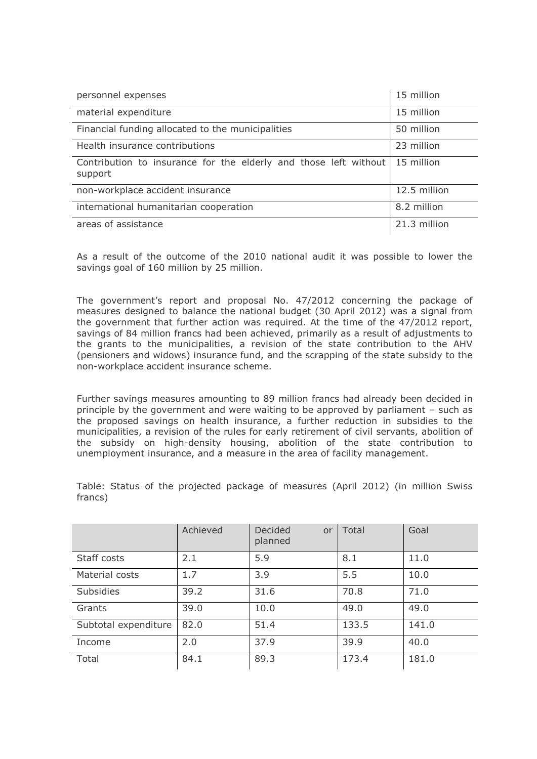| personnel expenses | 15 million |
| --- | --- |
| material expenditure | 15 million |
| Financial funding allocated to the municipalities | 50 million |
| Health insurance contributions | 23 million |
| Contribution to insurance for the elderly and those left without support | 15 million |
| non-workplace accident insurance | 12.5 million |
| international humanitarian cooperation | 8.2 million |
| areas of assistance | 21.3 million |

As a result of the outcome of the 2010 national audit it was possible to lower the savings goal of 160 million by 25 million.

The government's report and proposal No. 47/2012 concerning the package of measures designed to balance the national budget (30 April 2012) was a signal from the government that further action was required. At the time of the 47/2012 report, savings of 84 million francs had been achieved, primarily as a result of adjustments to the grants to the municipalities, a revision of the state contribution to the AHV (pensioners and widows) insurance fund, and the scrapping of the state subsidy to the non-workplace accident insurance scheme.

Further savings measures amounting to 89 million francs had already been decided in principle by the government and were waiting to be approved by parliament – such as the proposed savings on health insurance, a further reduction in subsidies to the municipalities, a revision of the rules for early retirement of civil servants, abolition of the subsidy on high-density housing, abolition of the state contribution to unemployment insurance, and a measure in the area of facility management.

Table: Status of the projected package of measures (April 2012) (in million Swiss francs)

| | Achieved | Decided or planned | Total | Goal |
| --- | --- | --- | --- | --- |
| Staff costs | 2.1 | 5.9 | 8.1 | 11.0 |
| Material costs | 1.7 | 3.9 | 5.5 | 10.0 |
| Subsidies | 39.2 | 31.6 | 70.8 | 71.0 |
| Grants | 39.0 | 10.0 | 49.0 | 49.0 |
| Subtotal expenditure | 82.0 | 51.4 | 133.5 | 141.0 |
| Income | 2.0 | 37.9 | 39.9 | 40.0 |
| Total | 84.1 | 89.3 | 173.4 | 181.0 |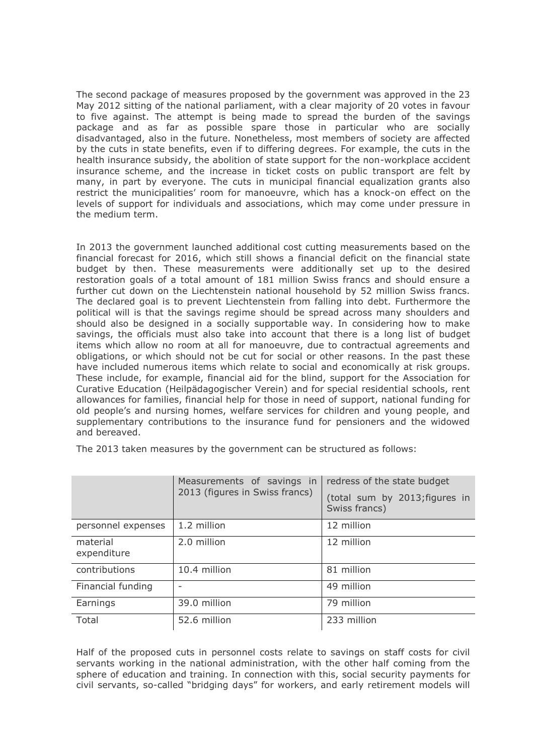The second package of measures proposed by the government was approved in the 23 May 2012 sitting of the national parliament, with a clear majority of 20 votes in favour to five against. The attempt is being made to spread the burden of the savings package and as far as possible spare those in particular who are socially disadvantaged, also in the future. Nonetheless, most members of society are affected by the cuts in state benefits, even if to differing degrees. For example, the cuts in the health insurance subsidy, the abolition of state support for the non-workplace accident insurance scheme, and the increase in ticket costs on public transport are felt by many, in part by everyone. The cuts in municipal financial equalization grants also restrict the municipalities' room for manoeuvre, which has a knock-on effect on the levels of support for individuals and associations, which may come under pressure in the medium term.

In 2013 the government launched additional cost cutting measurements based on the financial forecast for 2016, which still shows a financial deficit on the financial state budget by then. These measurements were additionally set up to the desired restoration goals of a total amount of 181 million Swiss francs and should ensure a further cut down on the Liechtenstein national household by 52 million Swiss francs. The declared goal is to prevent Liechtenstein from falling into debt. Furthermore the political will is that the savings regime should be spread across many shoulders and should also be designed in a socially supportable way. In considering how to make savings, the officials must also take into account that there is a long list of budget items which allow no room at all for manoeuvre, due to contractual agreements and obligations, or which should not be cut for social or other reasons. In the past these have included numerous items which relate to social and economically at risk groups. These include, for example, financial aid for the blind, support for the Association for Curative Education (Heilpädagogischer Verein) and for special residential schools, rent allowances for families, financial help for those in need of support, national funding for old people's and nursing homes, welfare services for children and young people, and supplementary contributions to the insurance fund for pensioners and the widowed and bereaved.

The 2013 taken measures by the government can be structured as follows:

| | Measurements of savings in 2013 (figures in Swiss francs) | redress of the state budget (total sum by 2013;figures in Swiss francs) |
|---|---|---|
| personnel expenses | 1.2 million | 12 million |
| material expenditure | 2.0 million | 12 million |
| contributions | 10.4 million | 81 million |
| Financial funding | - | 49 million |
| Earnings | 39.0 million | 79 million |
| Total | 52.6 million | 233 million |

Half of the proposed cuts in personnel costs relate to savings on staff costs for civil servants working in the national administration, with the other half coming from the sphere of education and training. In connection with this, social security payments for civil servants, so-called "bridging days" for workers, and early retirement models will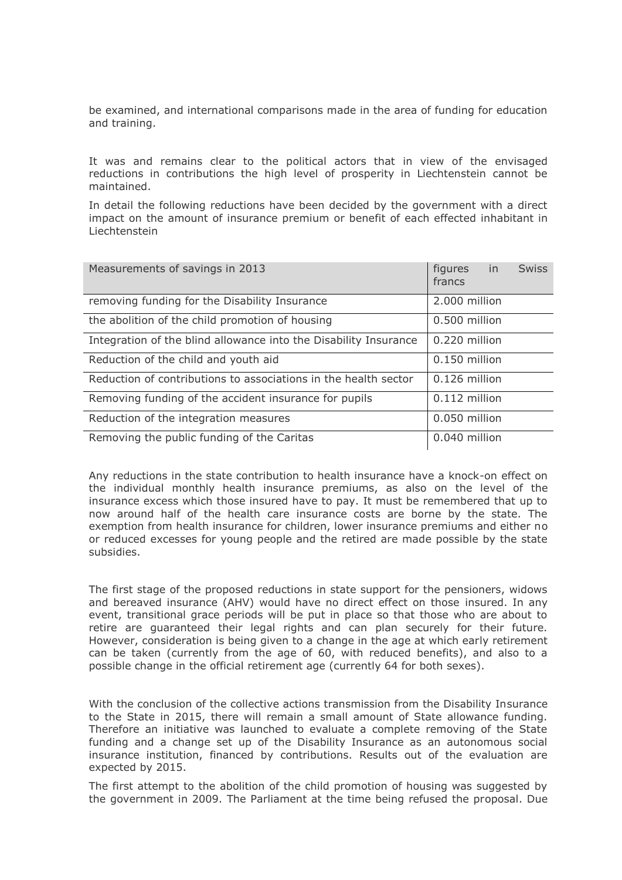be examined, and international comparisons made in the area of funding for education and training.

It was and remains clear to the political actors that in view of the envisaged reductions in contributions the high level of prosperity in Liechtenstein cannot be maintained.

In detail the following reductions have been decided by the government with a direct impact on the amount of insurance premium or benefit of each effected inhabitant in Liechtenstein

| Measurements of savings in 2013 | figures in Swiss francs |
|---|---|
| removing funding for the Disability Insurance | 2.000 million |
| the abolition of the child promotion of housing | 0.500 million |
| Integration of the blind allowance into the Disability Insurance | 0.220 million |
| Reduction of the child and youth aid | 0.150 million |
| Reduction of contributions to associations in the health sector | 0.126 million |
| Removing funding of the accident insurance for pupils | 0.112 million |
| Reduction of the integration measures | 0.050 million |
| Removing the public funding of the Caritas | 0.040 million |

Any reductions in the state contribution to health insurance have a knock-on effect on the individual monthly health insurance premiums, as also on the level of the insurance excess which those insured have to pay. It must be remembered that up to now around half of the health care insurance costs are borne by the state. The exemption from health insurance for children, lower insurance premiums and either no or reduced excesses for young people and the retired are made possible by the state subsidies.

The first stage of the proposed reductions in state support for the pensioners, widows and bereaved insurance (AHV) would have no direct effect on those insured. In any event, transitional grace periods will be put in place so that those who are about to retire are guaranteed their legal rights and can plan securely for their future. However, consideration is being given to a change in the age at which early retirement can be taken (currently from the age of 60, with reduced benefits), and also to a possible change in the official retirement age (currently 64 for both sexes).

With the conclusion of the collective actions transmission from the Disability Insurance to the State in 2015, there will remain a small amount of State allowance funding. Therefore an initiative was launched to evaluate a complete removing of the State funding and a change set up of the Disability Insurance as an autonomous social insurance institution, financed by contributions. Results out of the evaluation are expected by 2015.

The first attempt to the abolition of the child promotion of housing was suggested by the government in 2009. The Parliament at the time being refused the proposal. Due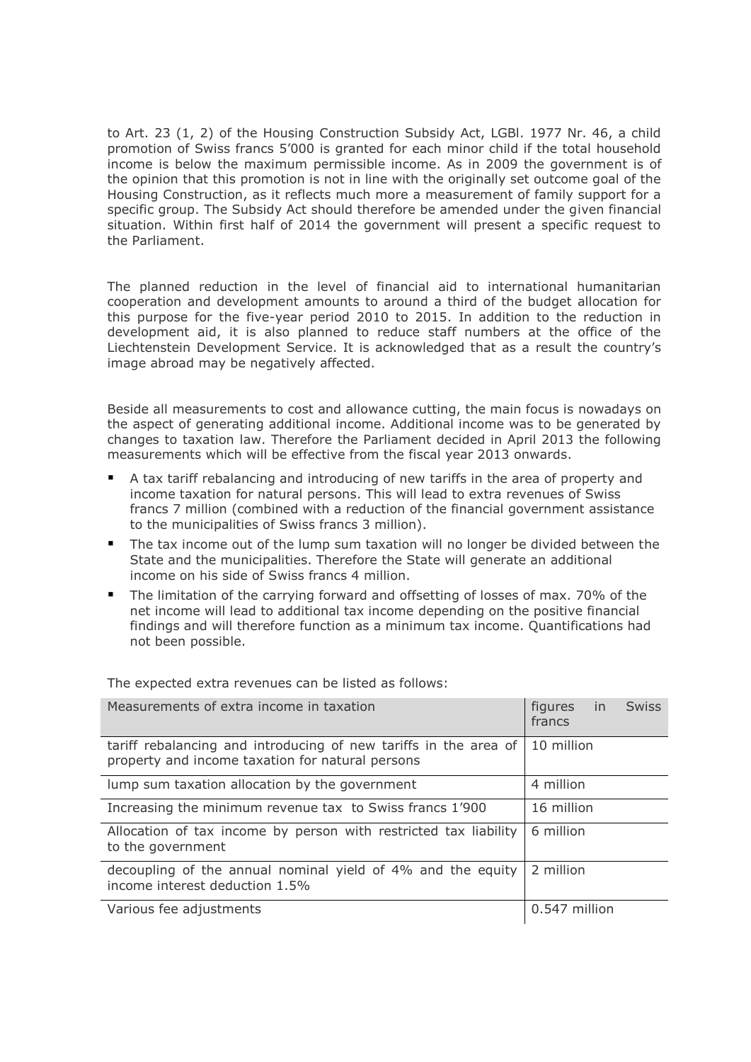to Art. 23 (1, 2) of the Housing Construction Subsidy Act, LGBl. 1977 Nr. 46, a child promotion of Swiss francs 5'000 is granted for each minor child if the total household income is below the maximum permissible income. As in 2009 the government is of the opinion that this promotion is not in line with the originally set outcome goal of the Housing Construction, as it reflects much more a measurement of family support for a specific group. The Subsidy Act should therefore be amended under the given financial situation. Within first half of 2014 the government will present a specific request to the Parliament.

The planned reduction in the level of financial aid to international humanitarian cooperation and development amounts to around a third of the budget allocation for this purpose for the five-year period 2010 to 2015. In addition to the reduction in development aid, it is also planned to reduce staff numbers at the office of the Liechtenstein Development Service. It is acknowledged that as a result the country's image abroad may be negatively affected.

Beside all measurements to cost and allowance cutting, the main focus is nowadays on the aspect of generating additional income. Additional income was to be generated by changes to taxation law. Therefore the Parliament decided in April 2013 the following measurements which will be effective from the fiscal year 2013 onwards.

- A tax tariff rebalancing and introducing of new tariffs in the area of property and income taxation for natural persons. This will lead to extra revenues of Swiss francs 7 million (combined with a reduction of the financial government assistance to the municipalities of Swiss francs 3 million).
- The tax income out of the lump sum taxation will no longer be divided between the State and the municipalities. Therefore the State will generate an additional income on his side of Swiss francs 4 million.
- The limitation of the carrying forward and offsetting of losses of max. 70% of the net income will lead to additional tax income depending on the positive financial findings and will therefore function as a minimum tax income. Quantifications had not been possible.

The expected extra revenues can be listed as follows:

| Measurements of extra income in taxation | figures in Swiss francs |
|---|---|
| tariff rebalancing and introducing of new tariffs in the area of property and income taxation for natural persons | 10 million |
| lump sum taxation allocation by the government | 4 million |
| Increasing the minimum revenue tax to Swiss francs 1'900 | 16 million |
| Allocation of tax income by person with restricted tax liability to the government | 6 million |
| decoupling of the annual nominal yield of 4% and the equity income interest deduction 1.5% | 2 million |
| Various fee adjustments | 0.547 million |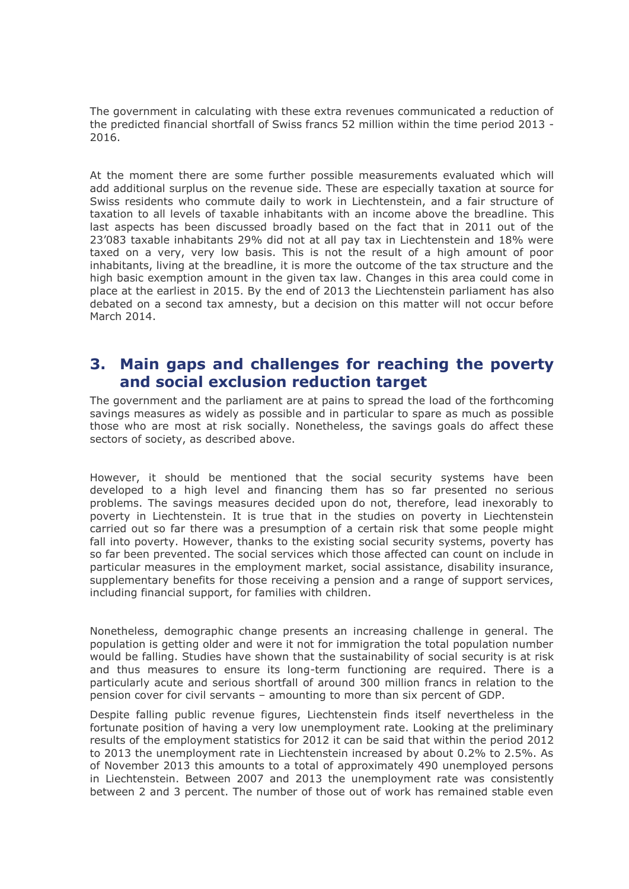The government in calculating with these extra revenues communicated a reduction of the predicted financial shortfall of Swiss francs 52 million within the time period 2013 - 2016.

At the moment there are some further possible measurements evaluated which will add additional surplus on the revenue side. These are especially taxation at source for Swiss residents who commute daily to work in Liechtenstein, and a fair structure of taxation to all levels of taxable inhabitants with an income above the breadline. This last aspects has been discussed broadly based on the fact that in 2011 out of the 23'083 taxable inhabitants 29% did not at all pay tax in Liechtenstein and 18% were taxed on a very, very low basis. This is not the result of a high amount of poor inhabitants, living at the breadline, it is more the outcome of the tax structure and the high basic exemption amount in the given tax law. Changes in this area could come in place at the earliest in 2015. By the end of 2013 the Liechtenstein parliament has also debated on a second tax amnesty, but a decision on this matter will not occur before March 2014.

## 3. Main gaps and challenges for reaching the poverty and social exclusion reduction target

The government and the parliament are at pains to spread the load of the forthcoming savings measures as widely as possible and in particular to spare as much as possible those who are most at risk socially. Nonetheless, the savings goals do affect these sectors of society, as described above.

However, it should be mentioned that the social security systems have been developed to a high level and financing them has so far presented no serious problems. The savings measures decided upon do not, therefore, lead inexorably to poverty in Liechtenstein. It is true that in the studies on poverty in Liechtenstein carried out so far there was a presumption of a certain risk that some people might fall into poverty. However, thanks to the existing social security systems, poverty has so far been prevented. The social services which those affected can count on include in particular measures in the employment market, social assistance, disability insurance, supplementary benefits for those receiving a pension and a range of support services, including financial support, for families with children.

Nonetheless, demographic change presents an increasing challenge in general. The population is getting older and were it not for immigration the total population number would be falling. Studies have shown that the sustainability of social security is at risk and thus measures to ensure its long-term functioning are required. There is a particularly acute and serious shortfall of around 300 million francs in relation to the pension cover for civil servants – amounting to more than six percent of GDP.

Despite falling public revenue figures, Liechtenstein finds itself nevertheless in the fortunate position of having a very low unemployment rate. Looking at the preliminary results of the employment statistics for 2012 it can be said that within the period 2012 to 2013 the unemployment rate in Liechtenstein increased by about 0.2% to 2.5%. As of November 2013 this amounts to a total of approximately 490 unemployed persons in Liechtenstein. Between 2007 and 2013 the unemployment rate was consistently between 2 and 3 percent. The number of those out of work has remained stable even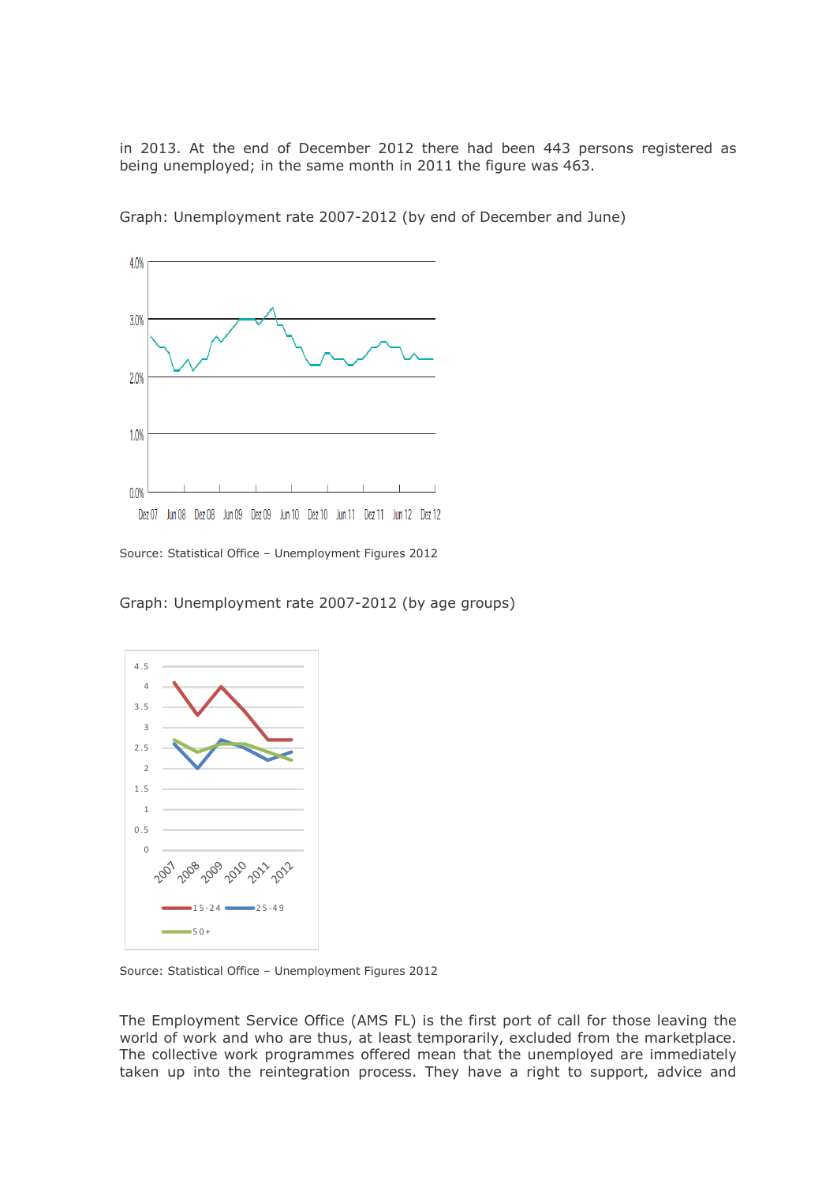in 2013. At the end of December 2012 there had been 443 persons registered as being unemployed; in the same month in 2011 the figure was 463.

Graph: Unemployment rate 2007-2012 (by end of December and June)

Source: Statistical Office – Unemployment Figures 2012

Graph: Unemployment rate 2007-2012 (by age groups)

Source: Statistical Office – Unemployment Figures 2012

The Employment Service Office (AMS FL) is the first port of call for those leaving the world of work and who are thus, at least temporarily, excluded from the marketplace. The collective work programmes offered mean that the unemployed are immediately taken up into the reintegration process. They have a right to support, advice and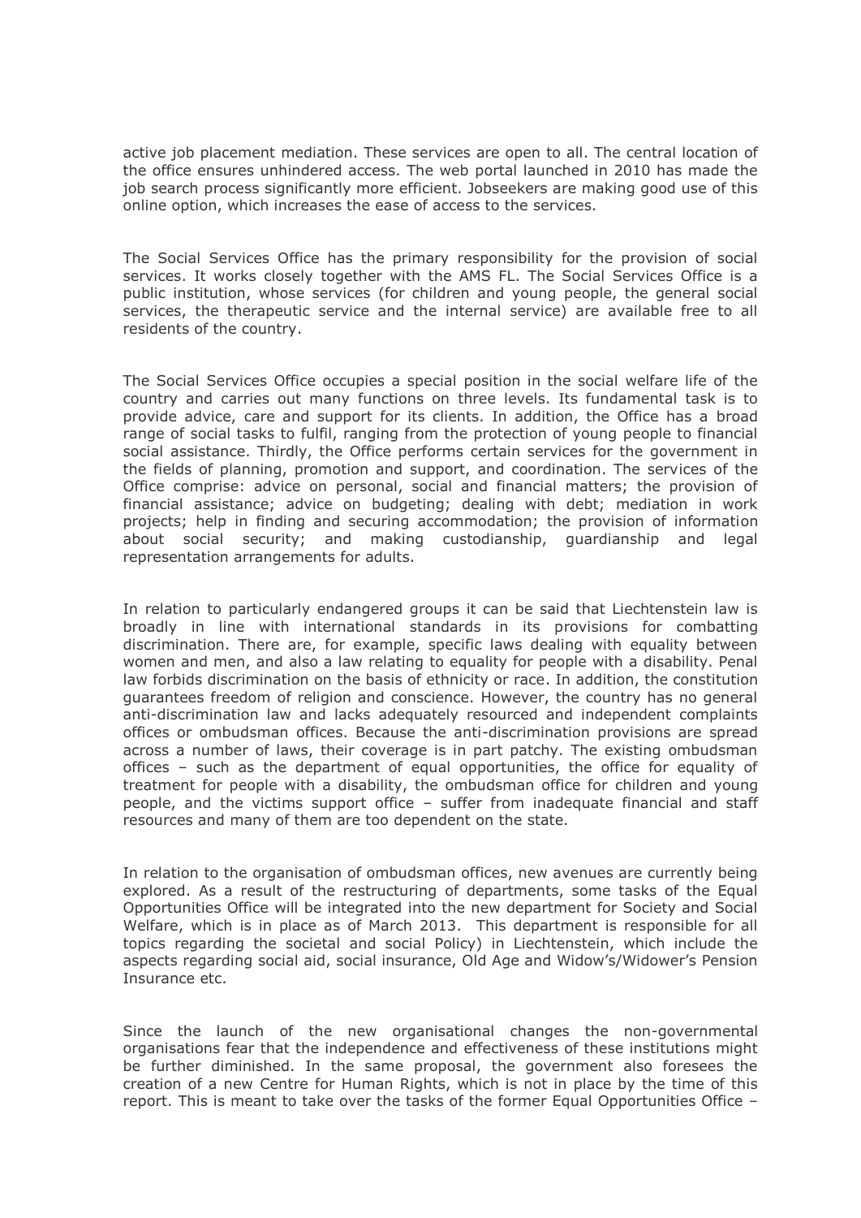active job placement mediation. These services are open to all. The central location of the office ensures unhindered access. The web portal launched in 2010 has made the job search process significantly more efficient. Jobseekers are making good use of this online option, which increases the ease of access to the services.

The Social Services Office has the primary responsibility for the provision of social services. It works closely together with the AMS FL. The Social Services Office is a public institution, whose services (for children and young people, the general social services, the therapeutic service and the internal service) are available free to all residents of the country.

The Social Services Office occupies a special position in the social welfare life of the country and carries out many functions on three levels. Its fundamental task is to provide advice, care and support for its clients. In addition, the Office has a broad range of social tasks to fulfil, ranging from the protection of young people to financial social assistance. Thirdly, the Office performs certain services for the government in the fields of planning, promotion and support, and coordination. The services of the Office comprise: advice on personal, social and financial matters; the provision of financial assistance; advice on budgeting; dealing with debt; mediation in work projects; help in finding and securing accommodation; the provision of information about social security; and making custodianship, guardianship and legal representation arrangements for adults.

In relation to particularly endangered groups it can be said that Liechtenstein law is broadly in line with international standards in its provisions for combatting discrimination. There are, for example, specific laws dealing with equality between women and men, and also a law relating to equality for people with a disability. Penal law forbids discrimination on the basis of ethnicity or race. In addition, the constitution guarantees freedom of religion and conscience. However, the country has no general anti-discrimination law and lacks adequately resourced and independent complaints offices or ombudsman offices. Because the anti-discrimination provisions are spread across a number of laws, their coverage is in part patchy. The existing ombudsman offices – such as the department of equal opportunities, the office for equality of treatment for people with a disability, the ombudsman office for children and young people, and the victims support office – suffer from inadequate financial and staff resources and many of them are too dependent on the state.

In relation to the organisation of ombudsman offices, new avenues are currently being explored. As a result of the restructuring of departments, some tasks of the Equal Opportunities Office will be integrated into the new department for Society and Social Welfare, which is in place as of March 2013. This department is responsible for all topics regarding the societal and social Policy) in Liechtenstein, which include the aspects regarding social aid, social insurance, Old Age and Widow's/Widower's Pension Insurance etc.

Since the launch of the new organisational changes the non-governmental organisations fear that the independence and effectiveness of these institutions might be further diminished. In the same proposal, the government also foresees the creation of a new Centre for Human Rights, which is not in place by the time of this report. This is meant to take over the tasks of the former Equal Opportunities Office –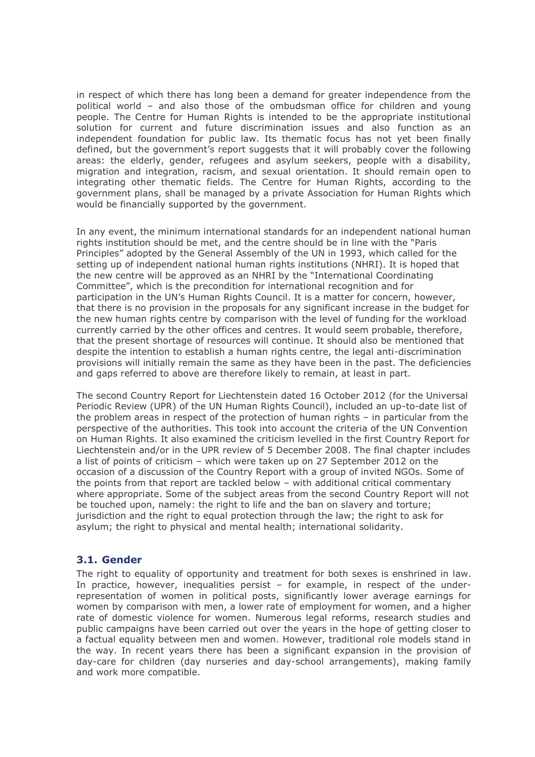in respect of which there has long been a demand for greater independence from the political world – and also those of the ombudsman office for children and young people. The Centre for Human Rights is intended to be the appropriate institutional solution for current and future discrimination issues and also function as an independent foundation for public law. Its thematic focus has not yet been finally defined, but the government's report suggests that it will probably cover the following areas: the elderly, gender, refugees and asylum seekers, people with a disability, migration and integration, racism, and sexual orientation. It should remain open to integrating other thematic fields. The Centre for Human Rights, according to the government plans, shall be managed by a private Association for Human Rights which would be financially supported by the government.

In any event, the minimum international standards for an independent national human rights institution should be met, and the centre should be in line with the "Paris Principles" adopted by the General Assembly of the UN in 1993, which called for the setting up of independent national human rights institutions (NHRI). It is hoped that the new centre will be approved as an NHRI by the "International Coordinating Committee", which is the precondition for international recognition and for participation in the UN's Human Rights Council. It is a matter for concern, however, that there is no provision in the proposals for any significant increase in the budget for the new human rights centre by comparison with the level of funding for the workload currently carried by the other offices and centres. It would seem probable, therefore, that the present shortage of resources will continue. It should also be mentioned that despite the intention to establish a human rights centre, the legal anti-discrimination provisions will initially remain the same as they have been in the past. The deficiencies and gaps referred to above are therefore likely to remain, at least in part.

The second Country Report for Liechtenstein dated 16 October 2012 (for the Universal Periodic Review (UPR) of the UN Human Rights Council), included an up-to-date list of the problem areas in respect of the protection of human rights – in particular from the perspective of the authorities. This took into account the criteria of the UN Convention on Human Rights. It also examined the criticism levelled in the first Country Report for Liechtenstein and/or in the UPR review of 5 December 2008. The final chapter includes a list of points of criticism – which were taken up on 27 September 2012 on the occasion of a discussion of the Country Report with a group of invited NGOs. Some of the points from that report are tackled below – with additional critical commentary where appropriate. Some of the subject areas from the second Country Report will not be touched upon, namely: the right to life and the ban on slavery and torture; jurisdiction and the right to equal protection through the law; the right to ask for asylum; the right to physical and mental health; international solidarity.

### 3.1. Gender

The right to equality of opportunity and treatment for both sexes is enshrined in law. In practice, however, inequalities persist – for example, in respect of the under-representation of women in political posts, significantly lower average earnings for women by comparison with men, a lower rate of employment for women, and a higher rate of domestic violence for women. Numerous legal reforms, research studies and public campaigns have been carried out over the years in the hope of getting closer to a factual equality between men and women. However, traditional role models stand in the way. In recent years there has been a significant expansion in the provision of day-care for children (day nurseries and day-school arrangements), making family and work more compatible.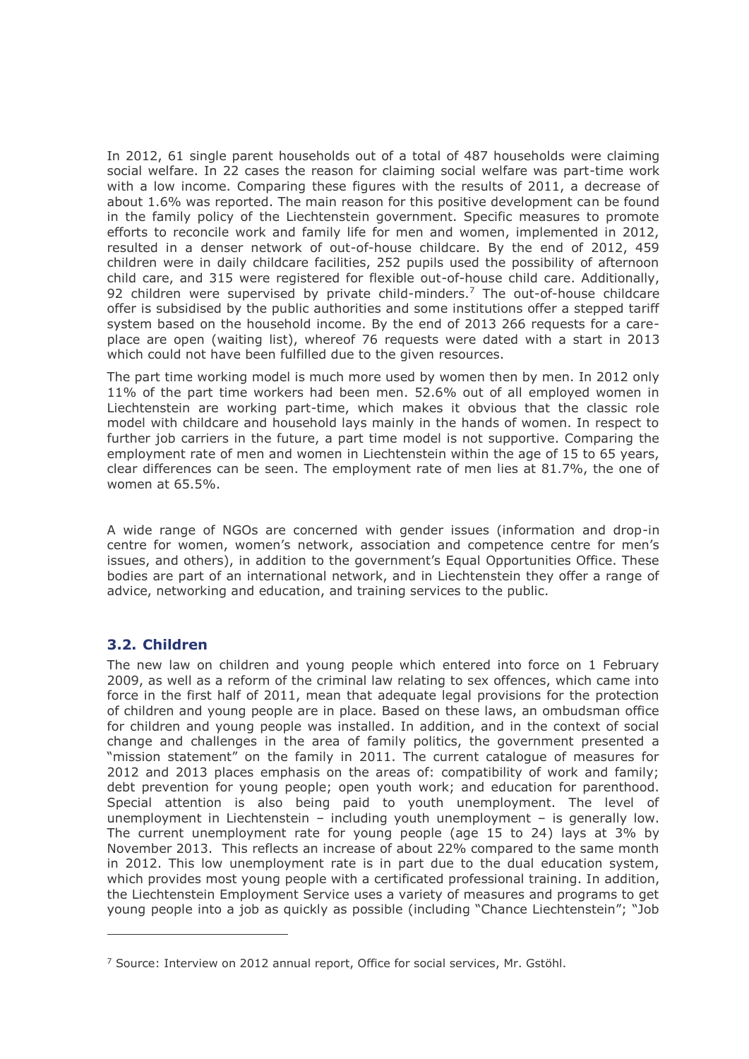In 2012, 61 single parent households out of a total of 487 households were claiming social welfare. In 22 cases the reason for claiming social welfare was part-time work with a low income. Comparing these figures with the results of 2011, a decrease of about 1.6% was reported. The main reason for this positive development can be found in the family policy of the Liechtenstein government. Specific measures to promote efforts to reconcile work and family life for men and women, implemented in 2012, resulted in a denser network of out-of-house childcare. By the end of 2012, 459 children were in daily childcare facilities, 252 pupils used the possibility of afternoon child care, and 315 were registered for flexible out-of-house child care. Additionally, 92 children were supervised by private child-minders.[7] The out-of-house childcare offer is subsidised by the public authorities and some institutions offer a stepped tariff system based on the household income. By the end of 2013 266 requests for a care-place are open (waiting list), whereof 76 requests were dated with a start in 2013 which could not have been fulfilled due to the given resources.

The part time working model is much more used by women then by men. In 2012 only 11% of the part time workers had been men. 52.6% out of all employed women in Liechtenstein are working part-time, which makes it obvious that the classic role model with childcare and household lays mainly in the hands of women. In respect to further job carriers in the future, a part time model is not supportive. Comparing the employment rate of men and women in Liechtenstein within the age of 15 to 65 years, clear differences can be seen. The employment rate of men lies at 81.7%, the one of women at 65.5%.

A wide range of NGOs are concerned with gender issues (information and drop-in centre for women, women's network, association and competence centre for men's issues, and others), in addition to the government's Equal Opportunities Office. These bodies are part of an international network, and in Liechtenstein they offer a range of advice, networking and education, and training services to the public.

### 3.2. Children

The new law on children and young people which entered into force on 1 February 2009, as well as a reform of the criminal law relating to sex offences, which came into force in the first half of 2011, mean that adequate legal provisions for the protection of children and young people are in place. Based on these laws, an ombudsman office for children and young people was installed. In addition, and in the context of social change and challenges in the area of family politics, the government presented a "mission statement" on the family in 2011. The current catalogue of measures for 2012 and 2013 places emphasis on the areas of: compatibility of work and family; debt prevention for young people; open youth work; and education for parenthood. Special attention is also being paid to youth unemployment. The level of unemployment in Liechtenstein – including youth unemployment – is generally low. The current unemployment rate for young people (age 15 to 24) lays at 3% by November 2013. This reflects an increase of about 22% compared to the same month in 2012. This low unemployment rate is in part due to the dual education system, which provides most young people with a certificated professional training. In addition, the Liechtenstein Employment Service uses a variety of measures and programs to get young people into a job as quickly as possible (including "Chance Liechtenstein"; "Job

[7] Source: Interview on 2012 annual report, Office for social services, Mr. Gstöhl.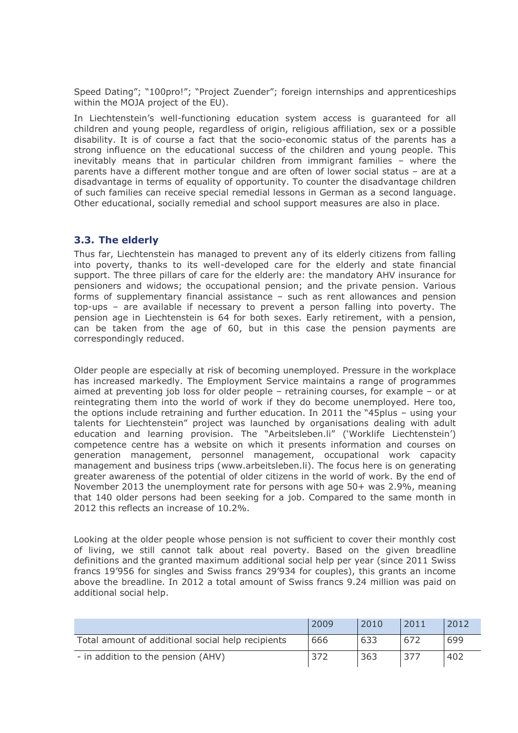Speed Dating"; "100pro!"; "Project Zuender"; foreign internships and apprenticeships within the MOJA project of the EU).

In Liechtenstein's well-functioning education system access is guaranteed for all children and young people, regardless of origin, religious affiliation, sex or a possible disability. It is of course a fact that the socio-economic status of the parents has a strong influence on the educational success of the children and young people. This inevitably means that in particular children from immigrant families – where the parents have a different mother tongue and are often of lower social status – are at a disadvantage in terms of equality of opportunity. To counter the disadvantage children of such families can receive special remedial lessons in German as a second language. Other educational, socially remedial and school support measures are also in place.

### 3.3. The elderly

Thus far, Liechtenstein has managed to prevent any of its elderly citizens from falling into poverty, thanks to its well-developed care for the elderly and state financial support. The three pillars of care for the elderly are: the mandatory AHV insurance for pensioners and widows; the occupational pension; and the private pension. Various forms of supplementary financial assistance – such as rent allowances and pension top-ups – are available if necessary to prevent a person falling into poverty. The pension age in Liechtenstein is 64 for both sexes. Early retirement, with a pension, can be taken from the age of 60, but in this case the pension payments are correspondingly reduced.

Older people are especially at risk of becoming unemployed. Pressure in the workplace has increased markedly. The Employment Service maintains a range of programmes aimed at preventing job loss for older people – retraining courses, for example – or at reintegrating them into the world of work if they do become unemployed. Here too, the options include retraining and further education. In 2011 the "45plus – using your talents for Liechtenstein" project was launched by organisations dealing with adult education and learning provision. The "Arbeitsleben.li" ('Worklife Liechtenstein') competence centre has a website on which it presents information and courses on generation management, personnel management, occupational work capacity management and business trips (www.arbeitsleben.li). The focus here is on generating greater awareness of the potential of older citizens in the world of work. By the end of November 2013 the unemployment rate for persons with age 50+ was 2.9%, meaning that 140 older persons had been seeking for a job. Compared to the same month in 2012 this reflects an increase of 10.2%.

Looking at the older people whose pension is not sufficient to cover their monthly cost of living, we still cannot talk about real poverty. Based on the given breadline definitions and the granted maximum additional social help per year (since 2011 Swiss francs 19'956 for singles and Swiss francs 29'934 for couples), this grants an income above the breadline. In 2012 a total amount of Swiss francs 9.24 million was paid on additional social help.

| | 2009 | 2010 | 2011 | 2012 |
|---|---|---|---|---|
| Total amount of additional social help recipients | 666 | 633 | 672 | 699 |
| - in addition to the pension (AHV) | 372 | 363 | 377 | 402 |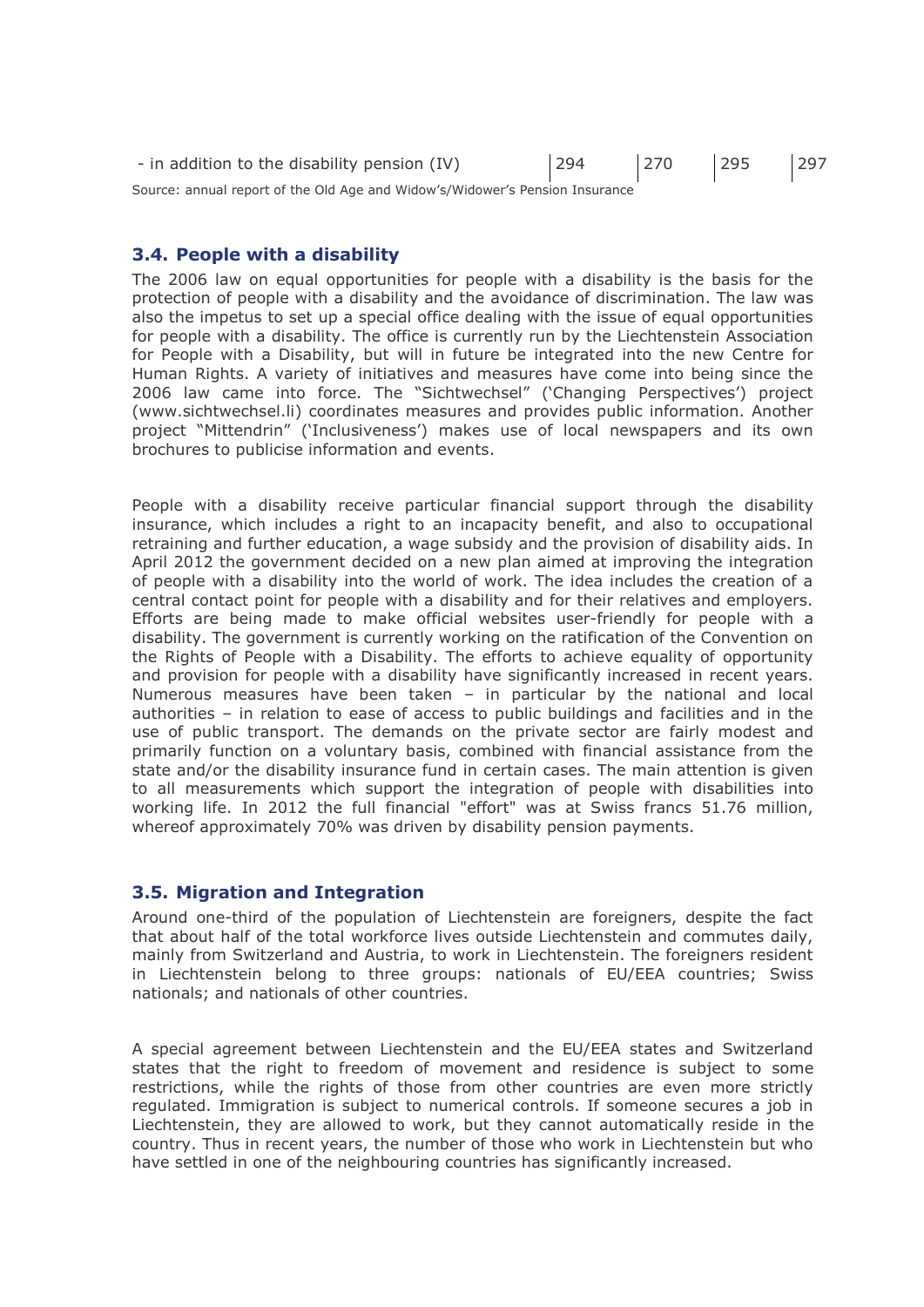| - in addition to the disability pension (IV) | 294 | 270 | 295 | 297 |
|---|---|---|---|---|

Source: annual report of the Old Age and Widow's/Widower's Pension Insurance

### 3.4. People with a disability

The 2006 law on equal opportunities for people with a disability is the basis for the protection of people with a disability and the avoidance of discrimination. The law was also the impetus to set up a special office dealing with the issue of equal opportunities for people with a disability. The office is currently run by the Liechtenstein Association for People with a Disability, but will in future be integrated into the new Centre for Human Rights. A variety of initiatives and measures have come into being since the 2006 law came into force. The "Sichtwechsel" ('Changing Perspectives') project (www.sichtwechsel.li) coordinates measures and provides public information. Another project "Mittendrin" ('Inclusiveness') makes use of local newspapers and its own brochures to publicise information and events.

People with a disability receive particular financial support through the disability insurance, which includes a right to an incapacity benefit, and also to occupational retraining and further education, a wage subsidy and the provision of disability aids. In April 2012 the government decided on a new plan aimed at improving the integration of people with a disability into the world of work. The idea includes the creation of a central contact point for people with a disability and for their relatives and employers. Efforts are being made to make official websites user-friendly for people with a disability. The government is currently working on the ratification of the Convention on the Rights of People with a Disability. The efforts to achieve equality of opportunity and provision for people with a disability have significantly increased in recent years. Numerous measures have been taken – in particular by the national and local authorities – in relation to ease of access to public buildings and facilities and in the use of public transport. The demands on the private sector are fairly modest and primarily function on a voluntary basis, combined with financial assistance from the state and/or the disability insurance fund in certain cases. The main attention is given to all measurements which support the integration of people with disabilities into working life. In 2012 the full financial "effort" was at Swiss francs 51.76 million, whereof approximately 70% was driven by disability pension payments.

### 3.5. Migration and Integration

Around one-third of the population of Liechtenstein are foreigners, despite the fact that about half of the total workforce lives outside Liechtenstein and commutes daily, mainly from Switzerland and Austria, to work in Liechtenstein. The foreigners resident in Liechtenstein belong to three groups: nationals of EU/EEA countries; Swiss nationals; and nationals of other countries.

A special agreement between Liechtenstein and the EU/EEA states and Switzerland states that the right to freedom of movement and residence is subject to some restrictions, while the rights of those from other countries are even more strictly regulated. Immigration is subject to numerical controls. If someone secures a job in Liechtenstein, they are allowed to work, but they cannot automatically reside in the country. Thus in recent years, the number of those who work in Liechtenstein but who have settled in one of the neighbouring countries has significantly increased.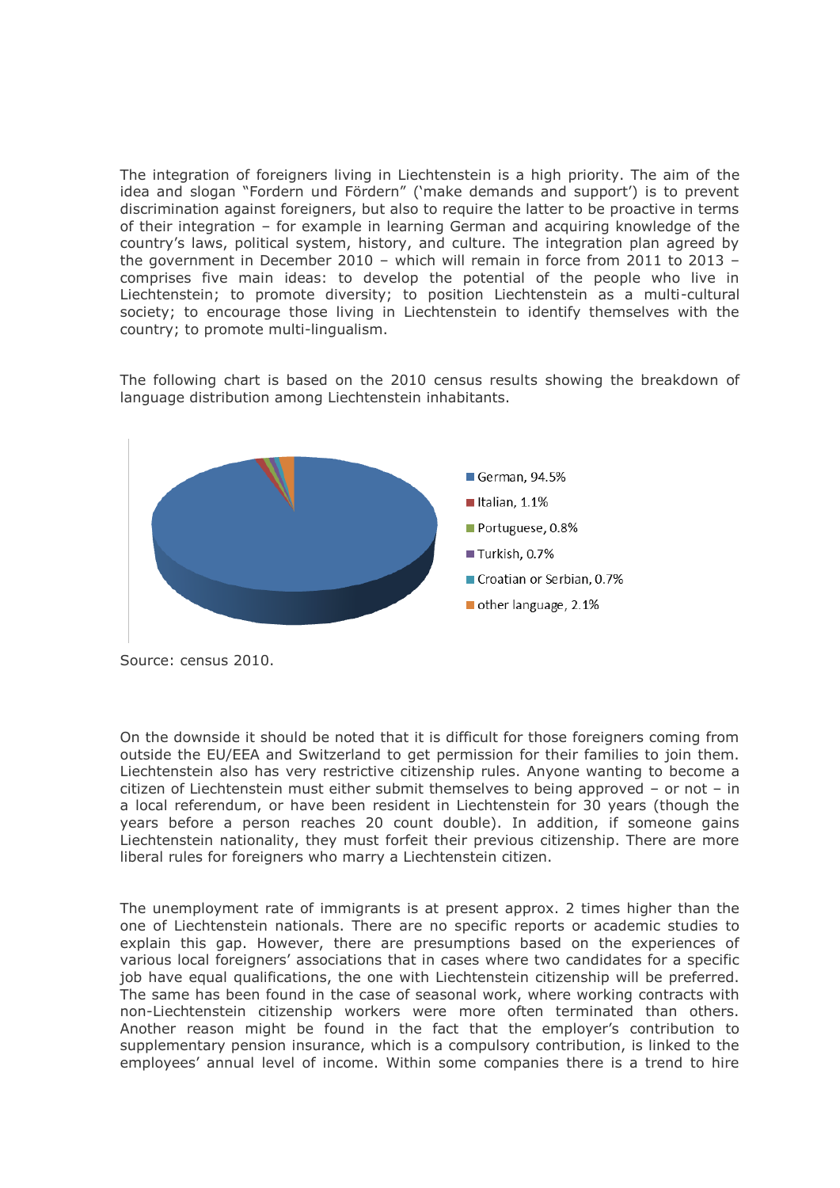The integration of foreigners living in Liechtenstein is a high priority. The aim of the idea and slogan "Fordern und Fördern" ('make demands and support') is to prevent discrimination against foreigners, but also to require the latter to be proactive in terms of their integration – for example in learning German and acquiring knowledge of the country's laws, political system, history, and culture. The integration plan agreed by the government in December 2010 – which will remain in force from 2011 to 2013 – comprises five main ideas: to develop the potential of the people who live in Liechtenstein; to promote diversity; to position Liechtenstein as a multi-cultural society; to encourage those living in Liechtenstein to identify themselves with the country; to promote multi-lingualism.

The following chart is based on the 2010 census results showing the breakdown of language distribution among Liechtenstein inhabitants.

| Language | Share |
|---|---|
| German | 94.5% |
| Italian | 1.1% |
| Portuguese | 0.8% |
| Turkish | 0.7% |
| Croatian or Serbian | 0.7% |
| other language | 2.1% |

Source: census 2010.

On the downside it should be noted that it is difficult for those foreigners coming from outside the EU/EEA and Switzerland to get permission for their families to join them. Liechtenstein also has very restrictive citizenship rules. Anyone wanting to become a citizen of Liechtenstein must either submit themselves to being approved – or not – in a local referendum, or have been resident in Liechtenstein for 30 years (though the years before a person reaches 20 count double). In addition, if someone gains Liechtenstein nationality, they must forfeit their previous citizenship. There are more liberal rules for foreigners who marry a Liechtenstein citizen.

The unemployment rate of immigrants is at present approx. 2 times higher than the one of Liechtenstein nationals. There are no specific reports or academic studies to explain this gap. However, there are presumptions based on the experiences of various local foreigners' associations that in cases where two candidates for a specific job have equal qualifications, the one with Liechtenstein citizenship will be preferred. The same has been found in the case of seasonal work, where working contracts with non-Liechtenstein citizenship workers were more often terminated than others. Another reason might be found in the fact that the employer's contribution to supplementary pension insurance, which is a compulsory contribution, is linked to the employees' annual level of income. Within some companies there is a trend to hire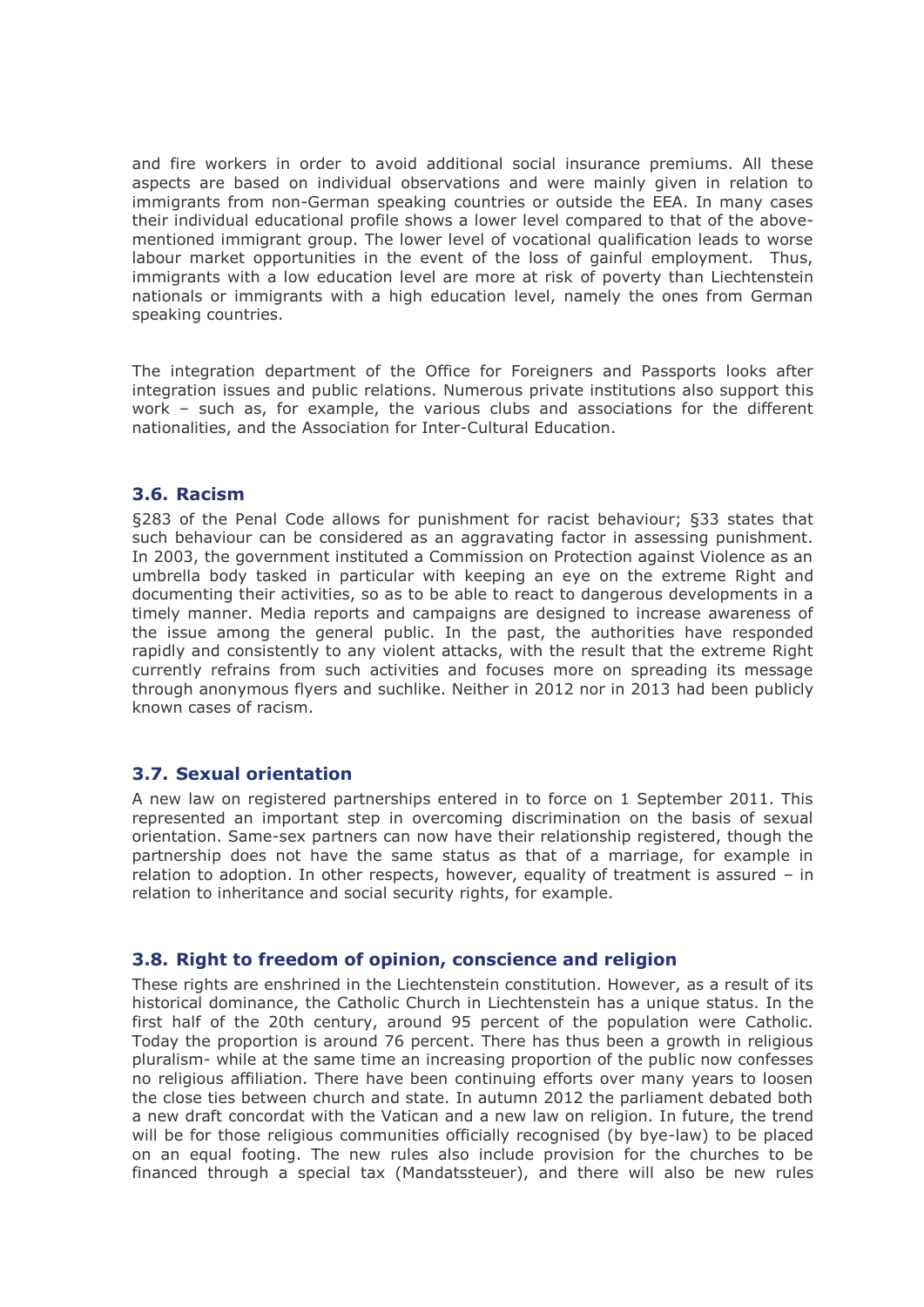and fire workers in order to avoid additional social insurance premiums. All these aspects are based on individual observations and were mainly given in relation to immigrants from non-German speaking countries or outside the EEA. In many cases their individual educational profile shows a lower level compared to that of the above-mentioned immigrant group. The lower level of vocational qualification leads to worse labour market opportunities in the event of the loss of gainful employment. Thus, immigrants with a low education level are more at risk of poverty than Liechtenstein nationals or immigrants with a high education level, namely the ones from German speaking countries.

The integration department of the Office for Foreigners and Passports looks after integration issues and public relations. Numerous private institutions also support this work – such as, for example, the various clubs and associations for the different nationalities, and the Association for Inter-Cultural Education.

### 3.6. Racism

§283 of the Penal Code allows for punishment for racist behaviour; §33 states that such behaviour can be considered as an aggravating factor in assessing punishment. In 2003, the government instituted a Commission on Protection against Violence as an umbrella body tasked in particular with keeping an eye on the extreme Right and documenting their activities, so as to be able to react to dangerous developments in a timely manner. Media reports and campaigns are designed to increase awareness of the issue among the general public. In the past, the authorities have responded rapidly and consistently to any violent attacks, with the result that the extreme Right currently refrains from such activities and focuses more on spreading its message through anonymous flyers and suchlike. Neither in 2012 nor in 2013 had been publicly known cases of racism.

### 3.7. Sexual orientation

A new law on registered partnerships entered in to force on 1 September 2011. This represented an important step in overcoming discrimination on the basis of sexual orientation. Same-sex partners can now have their relationship registered, though the partnership does not have the same status as that of a marriage, for example in relation to adoption. In other respects, however, equality of treatment is assured – in relation to inheritance and social security rights, for example.

### 3.8. Right to freedom of opinion, conscience and religion

These rights are enshrined in the Liechtenstein constitution. However, as a result of its historical dominance, the Catholic Church in Liechtenstein has a unique status. In the first half of the 20th century, around 95 percent of the population were Catholic. Today the proportion is around 76 percent. There has thus been a growth in religious pluralism- while at the same time an increasing proportion of the public now confesses no religious affiliation. There have been continuing efforts over many years to loosen the close ties between church and state. In autumn 2012 the parliament debated both a new draft concordat with the Vatican and a new law on religion. In future, the trend will be for those religious communities officially recognised (by bye-law) to be placed on an equal footing. The new rules also include provision for the churches to be financed through a special tax (Mandatssteuer), and there will also be new rules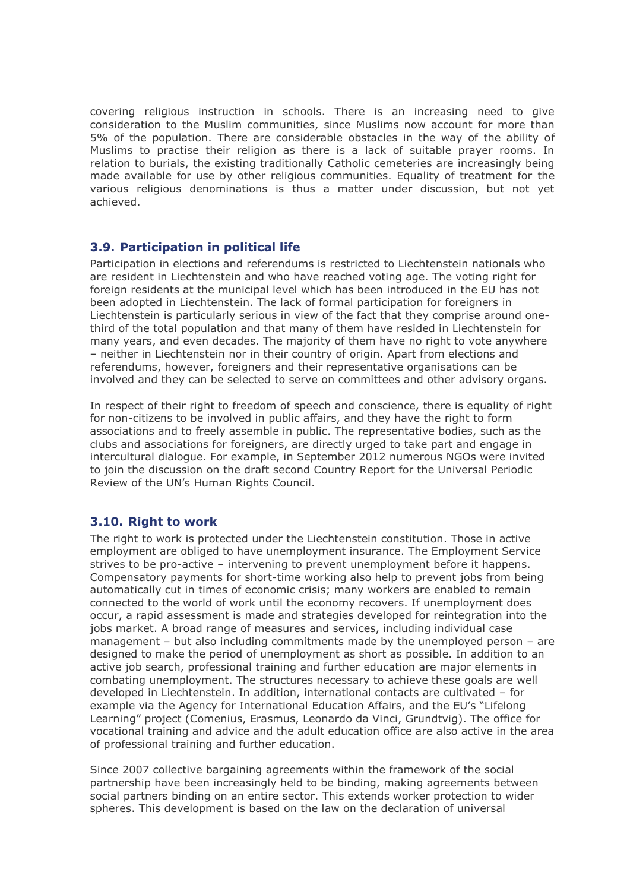covering religious instruction in schools. There is an increasing need to give consideration to the Muslim communities, since Muslims now account for more than 5% of the population. There are considerable obstacles in the way of the ability of Muslims to practise their religion as there is a lack of suitable prayer rooms. In relation to burials, the existing traditionally Catholic cemeteries are increasingly being made available for use by other religious communities. Equality of treatment for the various religious denominations is thus a matter under discussion, but not yet achieved.

### 3.9. Participation in political life

Participation in elections and referendums is restricted to Liechtenstein nationals who are resident in Liechtenstein and who have reached voting age. The voting right for foreign residents at the municipal level which has been introduced in the EU has not been adopted in Liechtenstein. The lack of formal participation for foreigners in Liechtenstein is particularly serious in view of the fact that they comprise around one-third of the total population and that many of them have resided in Liechtenstein for many years, and even decades. The majority of them have no right to vote anywhere – neither in Liechtenstein nor in their country of origin. Apart from elections and referendums, however, foreigners and their representative organisations can be involved and they can be selected to serve on committees and other advisory organs.

In respect of their right to freedom of speech and conscience, there is equality of right for non-citizens to be involved in public affairs, and they have the right to form associations and to freely assemble in public. The representative bodies, such as the clubs and associations for foreigners, are directly urged to take part and engage in intercultural dialogue. For example, in September 2012 numerous NGOs were invited to join the discussion on the draft second Country Report for the Universal Periodic Review of the UN's Human Rights Council.

### 3.10. Right to work

The right to work is protected under the Liechtenstein constitution. Those in active employment are obliged to have unemployment insurance. The Employment Service strives to be pro-active – intervening to prevent unemployment before it happens. Compensatory payments for short-time working also help to prevent jobs from being automatically cut in times of economic crisis; many workers are enabled to remain connected to the world of work until the economy recovers. If unemployment does occur, a rapid assessment is made and strategies developed for reintegration into the jobs market. A broad range of measures and services, including individual case management – but also including commitments made by the unemployed person – are designed to make the period of unemployment as short as possible. In addition to an active job search, professional training and further education are major elements in combating unemployment. The structures necessary to achieve these goals are well developed in Liechtenstein. In addition, international contacts are cultivated – for example via the Agency for International Education Affairs, and the EU's "Lifelong Learning" project (Comenius, Erasmus, Leonardo da Vinci, Grundtvig). The office for vocational training and advice and the adult education office are also active in the area of professional training and further education.

Since 2007 collective bargaining agreements within the framework of the social partnership have been increasingly held to be binding, making agreements between social partners binding on an entire sector. This extends worker protection to wider spheres. This development is based on the law on the declaration of universal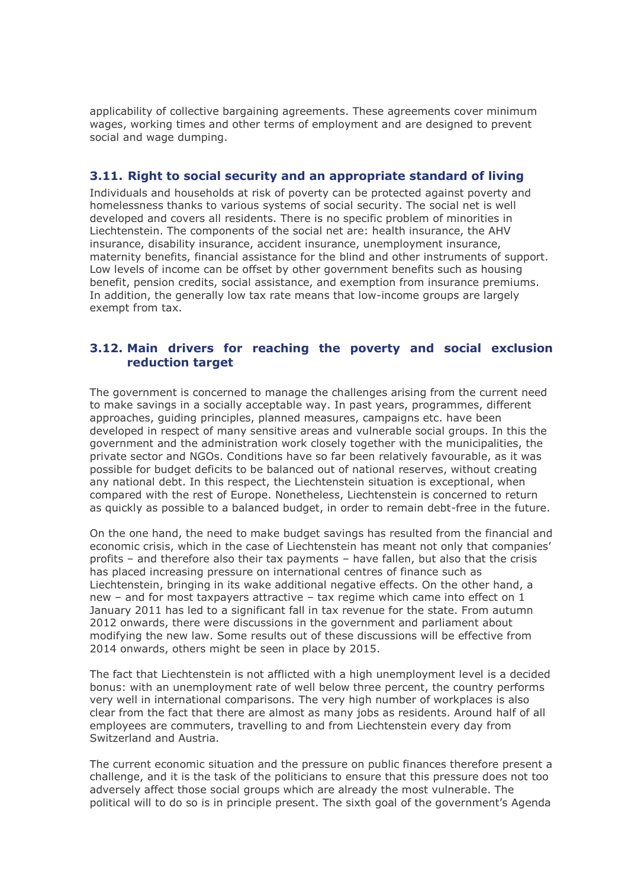applicability of collective bargaining agreements. These agreements cover minimum wages, working times and other terms of employment and are designed to prevent social and wage dumping.

### 3.11. Right to social security and an appropriate standard of living

Individuals and households at risk of poverty can be protected against poverty and homelessness thanks to various systems of social security. The social net is well developed and covers all residents. There is no specific problem of minorities in Liechtenstein. The components of the social net are: health insurance, the AHV insurance, disability insurance, accident insurance, unemployment insurance, maternity benefits, financial assistance for the blind and other instruments of support. Low levels of income can be offset by other government benefits such as housing benefit, pension credits, social assistance, and exemption from insurance premiums. In addition, the generally low tax rate means that low-income groups are largely exempt from tax.

### 3.12. Main drivers for reaching the poverty and social exclusion reduction target

The government is concerned to manage the challenges arising from the current need to make savings in a socially acceptable way. In past years, programmes, different approaches, guiding principles, planned measures, campaigns etc. have been developed in respect of many sensitive areas and vulnerable social groups. In this the government and the administration work closely together with the municipalities, the private sector and NGOs. Conditions have so far been relatively favourable, as it was possible for budget deficits to be balanced out of national reserves, without creating any national debt. In this respect, the Liechtenstein situation is exceptional, when compared with the rest of Europe. Nonetheless, Liechtenstein is concerned to return as quickly as possible to a balanced budget, in order to remain debt-free in the future.

On the one hand, the need to make budget savings has resulted from the financial and economic crisis, which in the case of Liechtenstein has meant not only that companies' profits – and therefore also their tax payments – have fallen, but also that the crisis has placed increasing pressure on international centres of finance such as Liechtenstein, bringing in its wake additional negative effects. On the other hand, a new – and for most taxpayers attractive – tax regime which came into effect on 1 January 2011 has led to a significant fall in tax revenue for the state. From autumn 2012 onwards, there were discussions in the government and parliament about modifying the new law. Some results out of these discussions will be effective from 2014 onwards, others might be seen in place by 2015.

The fact that Liechtenstein is not afflicted with a high unemployment level is a decided bonus: with an unemployment rate of well below three percent, the country performs very well in international comparisons. The very high number of workplaces is also clear from the fact that there are almost as many jobs as residents. Around half of all employees are commuters, travelling to and from Liechtenstein every day from Switzerland and Austria.

The current economic situation and the pressure on public finances therefore present a challenge, and it is the task of the politicians to ensure that this pressure does not too adversely affect those social groups which are already the most vulnerable. The political will to do so is in principle present. The sixth goal of the government's Agenda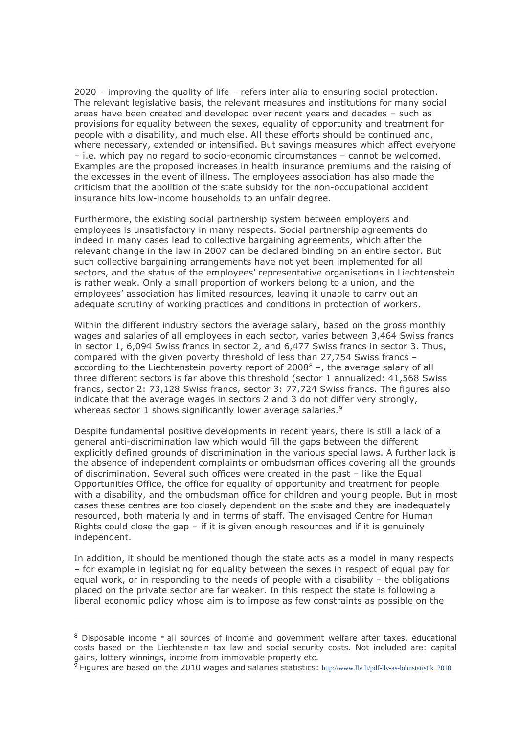2020 – improving the quality of life – refers inter alia to ensuring social protection. The relevant legislative basis, the relevant measures and institutions for many social areas have been created and developed over recent years and decades – such as provisions for equality between the sexes, equality of opportunity and treatment for people with a disability, and much else. All these efforts should be continued and, where necessary, extended or intensified. But savings measures which affect everyone – i.e. which pay no regard to socio-economic circumstances – cannot be welcomed. Examples are the proposed increases in health insurance premiums and the raising of the excesses in the event of illness. The employees association has also made the criticism that the abolition of the state subsidy for the non-occupational accident insurance hits low-income households to an unfair degree.

Furthermore, the existing social partnership system between employers and employees is unsatisfactory in many respects. Social partnership agreements do indeed in many cases lead to collective bargaining agreements, which after the relevant change in the law in 2007 can be declared binding on an entire sector. But such collective bargaining arrangements have not yet been implemented for all sectors, and the status of the employees' representative organisations in Liechtenstein is rather weak. Only a small proportion of workers belong to a union, and the employees' association has limited resources, leaving it unable to carry out an adequate scrutiny of working practices and conditions in protection of workers.

Within the different industry sectors the average salary, based on the gross monthly wages and salaries of all employees in each sector, varies between 3,464 Swiss francs in sector 1, 6,094 Swiss francs in sector 2, and 6,477 Swiss francs in sector 3. Thus, compared with the given poverty threshold of less than 27,754 Swiss francs – according to the Liechtenstein poverty report of 2008[8] –, the average salary of all three different sectors is far above this threshold (sector 1 annualized: 41,568 Swiss francs, sector 2: 73,128 Swiss francs, sector 3: 77,724 Swiss francs. The figures also indicate that the average wages in sectors 2 and 3 do not differ very strongly, whereas sector 1 shows significantly lower average salaries.[9]

Despite fundamental positive developments in recent years, there is still a lack of a general anti-discrimination law which would fill the gaps between the different explicitly defined grounds of discrimination in the various special laws. A further lack is the absence of independent complaints or ombudsman offices covering all the grounds of discrimination. Several such offices were created in the past – like the Equal Opportunities Office, the office for equality of opportunity and treatment for people with a disability, and the ombudsman office for children and young people. But in most cases these centres are too closely dependent on the state and they are inadequately resourced, both materially and in terms of staff. The envisaged Centre for Human Rights could close the gap – if it is given enough resources and if it is genuinely independent.

In addition, it should be mentioned though the state acts as a model in many respects – for example in legislating for equality between the sexes in respect of equal pay for equal work, or in responding to the needs of people with a disability – the obligations placed on the private sector are far weaker. In this respect the state is following a liberal economic policy whose aim is to impose as few constraints as possible on the

---

[8] Disposable income = all sources of income and government welfare after taxes, educational costs based on the Liechtenstein tax law and social security costs. Not included are: capital gains, lottery winnings, income from immovable property etc.

[9] Figures are based on the 2010 wages and salaries statistics: http://www.llv.li/pdf-llv-as-lohnstatistik_2010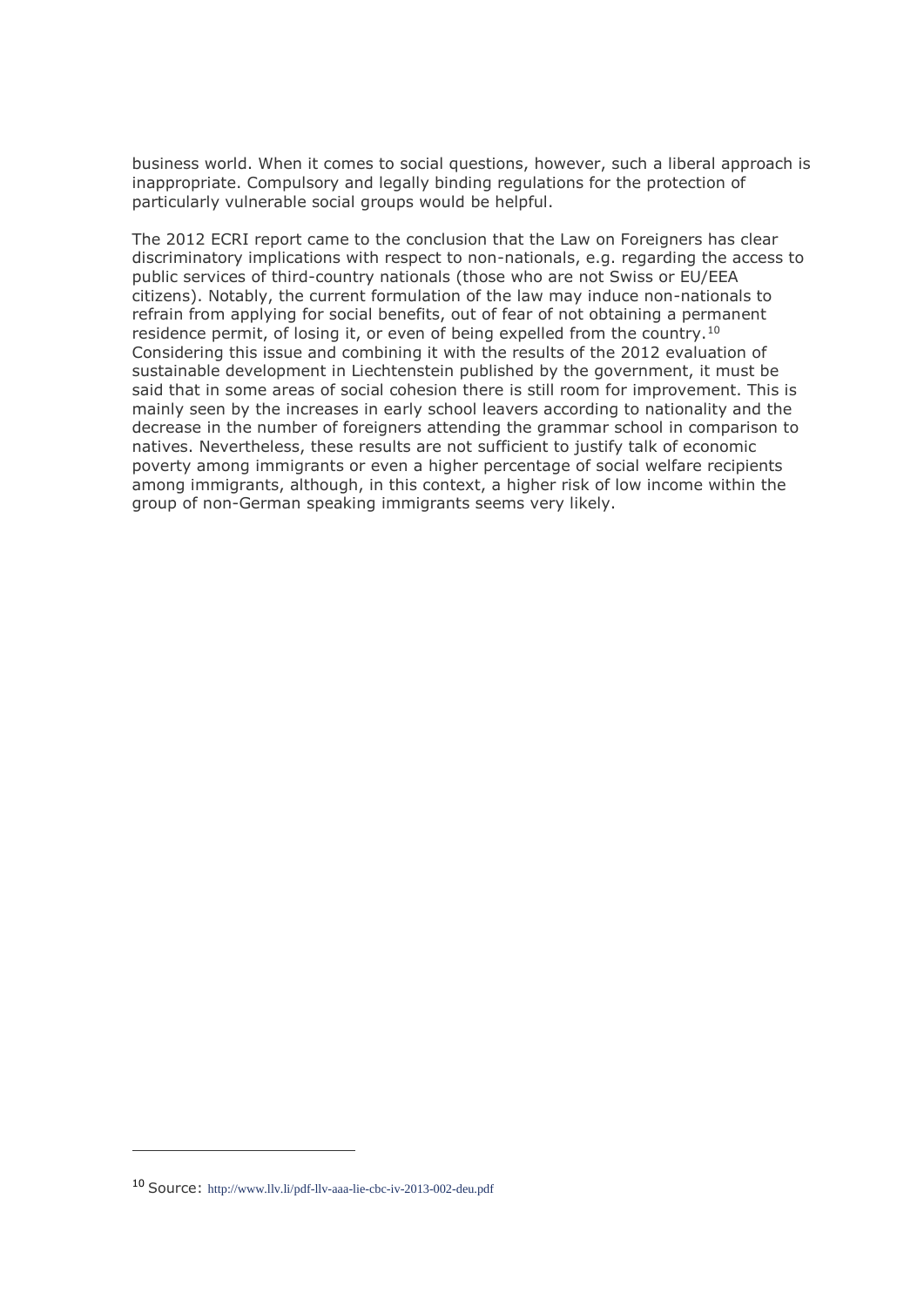business world. When it comes to social questions, however, such a liberal approach is inappropriate. Compulsory and legally binding regulations for the protection of particularly vulnerable social groups would be helpful.

The 2012 ECRI report came to the conclusion that the Law on Foreigners has clear discriminatory implications with respect to non-nationals, e.g. regarding the access to public services of third-country nationals (those who are not Swiss or EU/EEA citizens). Notably, the current formulation of the law may induce non-nationals to refrain from applying for social benefits, out of fear of not obtaining a permanent residence permit, of losing it, or even of being expelled from the country.[10] Considering this issue and combining it with the results of the 2012 evaluation of sustainable development in Liechtenstein published by the government, it must be said that in some areas of social cohesion there is still room for improvement. This is mainly seen by the increases in early school leavers according to nationality and the decrease in the number of foreigners attending the grammar school in comparison to natives. Nevertheless, these results are not sufficient to justify talk of economic poverty among immigrants or even a higher percentage of social welfare recipients among immigrants, although, in this context, a higher risk of low income within the group of non-German speaking immigrants seems very likely.

---

[10] Source: http://www.llv.li/pdf-llv-aaa-lie-cbc-iv-2013-002-deu.pdf